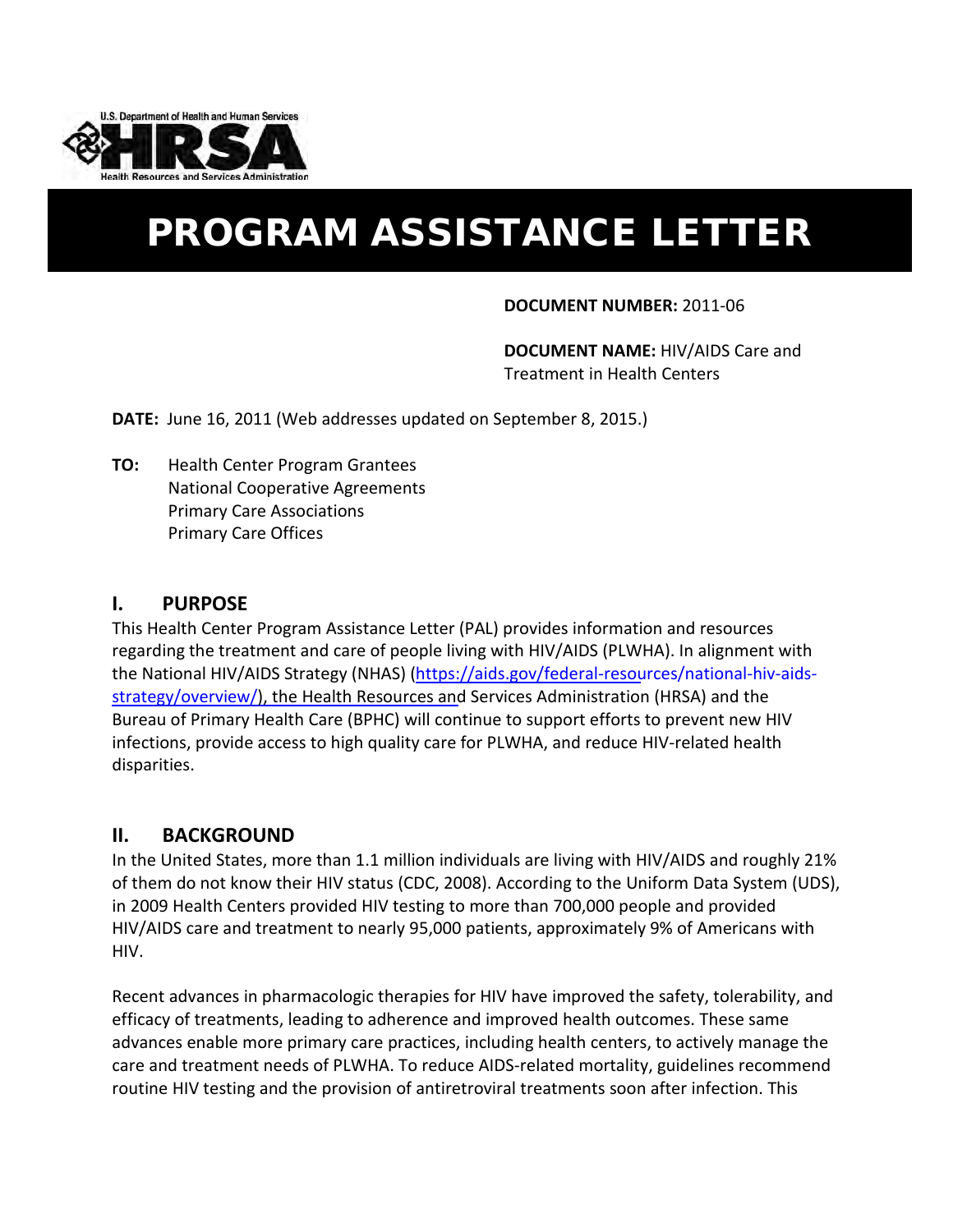U.S. Department of Health and Human Services
HRSA
Health Resources and Services Administration

# PROGRAM ASSISTANCE LETTER

**DOCUMENT NUMBER:** 2011-06

**DOCUMENT NAME:** HIV/AIDS Care and Treatment in Health Centers

**DATE:** June 16, 2011 (Web addresses updated on September 8, 2015.)

**TO:** Health Center Program Grantees
National Cooperative Agreements
Primary Care Associations
Primary Care Offices

## I. PURPOSE

This Health Center Program Assistance Letter (PAL) provides information and resources regarding the treatment and care of people living with HIV/AIDS (PLWHA). In alignment with the National HIV/AIDS Strategy (NHAS) (https://aids.gov/federal-resources/national-hiv-aids-strategy/overview/), the Health Resources and Services Administration (HRSA) and the Bureau of Primary Health Care (BPHC) will continue to support efforts to prevent new HIV infections, provide access to high quality care for PLWHA, and reduce HIV-related health disparities.

## II. BACKGROUND

In the United States, more than 1.1 million individuals are living with HIV/AIDS and roughly 21% of them do not know their HIV status (CDC, 2008). According to the Uniform Data System (UDS), in 2009 Health Centers provided HIV testing to more than 700,000 people and provided HIV/AIDS care and treatment to nearly 95,000 patients, approximately 9% of Americans with HIV.

Recent advances in pharmacologic therapies for HIV have improved the safety, tolerability, and efficacy of treatments, leading to adherence and improved health outcomes. These same advances enable more primary care practices, including health centers, to actively manage the care and treatment needs of PLWHA. To reduce AIDS-related mortality, guidelines recommend routine HIV testing and the provision of antiretroviral treatments soon after infection. This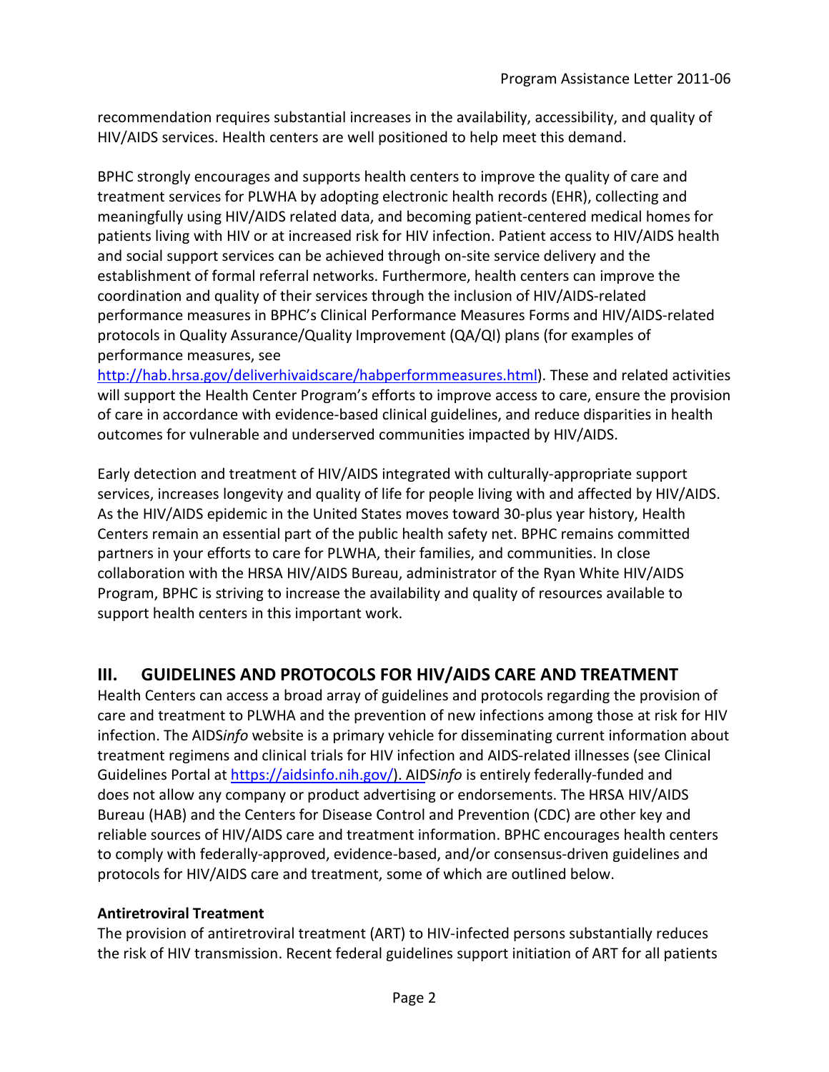recommendation requires substantial increases in the availability, accessibility, and quality of HIV/AIDS services. Health centers are well positioned to help meet this demand.

BPHC strongly encourages and supports health centers to improve the quality of care and treatment services for PLWHA by adopting electronic health records (EHR), collecting and meaningfully using HIV/AIDS related data, and becoming patient-centered medical homes for patients living with HIV or at increased risk for HIV infection. Patient access to HIV/AIDS health and social support services can be achieved through on-site service delivery and the establishment of formal referral networks. Furthermore, health centers can improve the coordination and quality of their services through the inclusion of HIV/AIDS-related performance measures in BPHC's Clinical Performance Measures Forms and HIV/AIDS-related protocols in Quality Assurance/Quality Improvement (QA/QI) plans (for examples of performance measures, see [http://hab.hrsa.gov/deliverhivaidscare/habperformmeasures.html](http://hab.hrsa.gov/deliverhivaidscare/habperformmeasures.html)). These and related activities will support the Health Center Program's efforts to improve access to care, ensure the provision of care in accordance with evidence-based clinical guidelines, and reduce disparities in health outcomes for vulnerable and underserved communities impacted by HIV/AIDS.

Early detection and treatment of HIV/AIDS integrated with culturally-appropriate support services, increases longevity and quality of life for people living with and affected by HIV/AIDS. As the HIV/AIDS epidemic in the United States moves toward 30-plus year history, Health Centers remain an essential part of the public health safety net. BPHC remains committed partners in your efforts to care for PLWHA, their families, and communities. In close collaboration with the HRSA HIV/AIDS Bureau, administrator of the Ryan White HIV/AIDS Program, BPHC is striving to increase the availability and quality of resources available to support health centers in this important work.

## III. GUIDELINES AND PROTOCOLS FOR HIV/AIDS CARE AND TREATMENT

Health Centers can access a broad array of guidelines and protocols regarding the provision of care and treatment to PLWHA and the prevention of new infections among those at risk for HIV infection. The AIDS*info* website is a primary vehicle for disseminating current information about treatment regimens and clinical trials for HIV infection and AIDS-related illnesses (see Clinical Guidelines Portal at [https://aidsinfo.nih.gov/](https://aidsinfo.nih.gov/)). AIDS*info* is entirely federally-funded and does not allow any company or product advertising or endorsements. The HRSA HIV/AIDS Bureau (HAB) and the Centers for Disease Control and Prevention (CDC) are other key and reliable sources of HIV/AIDS care and treatment information. BPHC encourages health centers to comply with federally-approved, evidence-based, and/or consensus-driven guidelines and protocols for HIV/AIDS care and treatment, some of which are outlined below.

**Antiretroviral Treatment**

The provision of antiretroviral treatment (ART) to HIV-infected persons substantially reduces the risk of HIV transmission. Recent federal guidelines support initiation of ART for all patients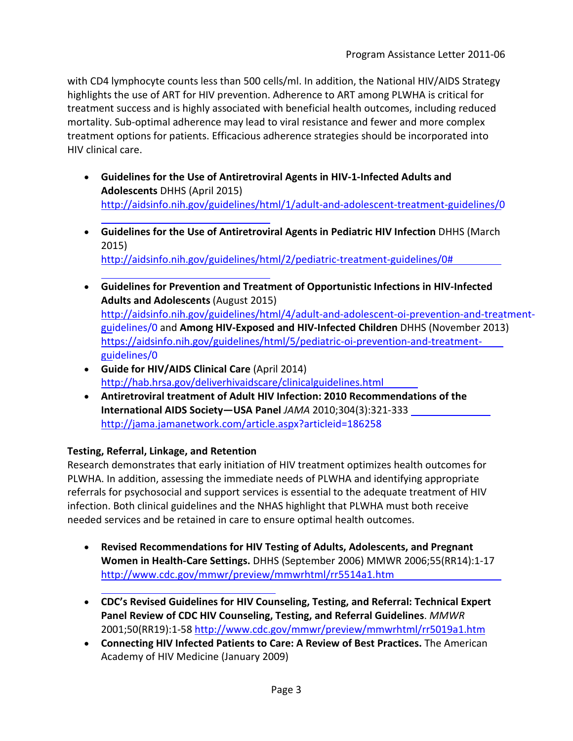with CD4 lymphocyte counts less than 500 cells/ml. In addition, the National HIV/AIDS Strategy highlights the use of ART for HIV prevention. Adherence to ART among PLWHA is critical for treatment success and is highly associated with beneficial health outcomes, including reduced mortality. Sub-optimal adherence may lead to viral resistance and fewer and more complex treatment options for patients. Efficacious adherence strategies should be incorporated into HIV clinical care.

- **Guidelines for the Use of Antiretroviral Agents in HIV-1-Infected Adults and Adolescents** DHHS (April 2015) http://aidsinfo.nih.gov/guidelines/html/1/adult-and-adolescent-treatment-guidelines/0
- **Guidelines for the Use of Antiretroviral Agents in Pediatric HIV Infection** DHHS (March 2015) http://aidsinfo.nih.gov/guidelines/html/2/pediatric-treatment-guidelines/0#
- **Guidelines for Prevention and Treatment of Opportunistic Infections in HIV-Infected Adults and Adolescents** (August 2015) http://aidsinfo.nih.gov/guidelines/html/4/adult-and-adolescent-oi-prevention-and-treatment-guidelines/0 and **Among HIV-Exposed and HIV-Infected Children** DHHS (November 2013) https://aidsinfo.nih.gov/guidelines/html/5/pediatric-oi-prevention-and-treatment-guidelines/0
- **Guide for HIV/AIDS Clinical Care** (April 2014) http://hab.hrsa.gov/deliverhivaidscare/clinicalguidelines.html
- **Antiretroviral treatment of Adult HIV Infection: 2010 Recommendations of the International AIDS Society—USA Panel** *JAMA* 2010;304(3):321-333 http://jama.jamanetwork.com/article.aspx?articleid=186258

**Testing, Referral, Linkage, and Retention**

Research demonstrates that early initiation of HIV treatment optimizes health outcomes for PLWHA. In addition, assessing the immediate needs of PLWHA and identifying appropriate referrals for psychosocial and support services is essential to the adequate treatment of HIV infection. Both clinical guidelines and the NHAS highlight that PLWHA must both receive needed services and be retained in care to ensure optimal health outcomes.

- **Revised Recommendations for HIV Testing of Adults, Adolescents, and Pregnant Women in Health-Care Settings.** DHHS (September 2006) MMWR 2006;55(RR14):1-17 http://www.cdc.gov/mmwr/preview/mmwrhtml/rr5514a1.htm
- **CDC's Revised Guidelines for HIV Counseling, Testing, and Referral: Technical Expert Panel Review of CDC HIV Counseling, Testing, and Referral Guidelines**. *MMWR* 2001;50(RR19):1-58 http://www.cdc.gov/mmwr/preview/mmwrhtml/rr5019a1.htm
- **Connecting HIV Infected Patients to Care: A Review of Best Practices.** The American Academy of HIV Medicine (January 2009)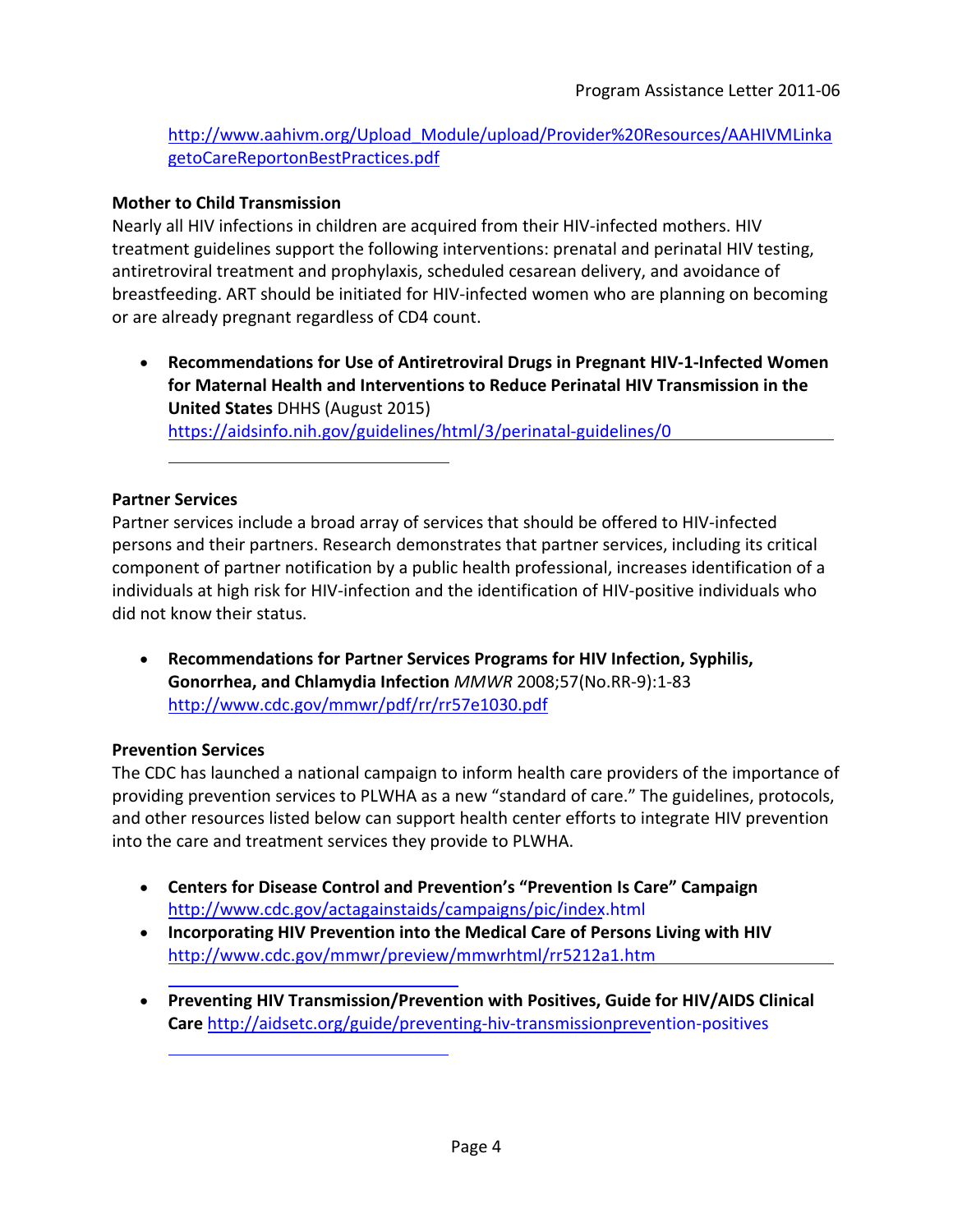http://www.aahivm.org/Upload_Module/upload/Provider%20Resources/AAHIVMLinkagetoCareReportonBestPractices.pdf

**Mother to Child Transmission**
Nearly all HIV infections in children are acquired from their HIV-infected mothers. HIV treatment guidelines support the following interventions: prenatal and perinatal HIV testing, antiretroviral treatment and prophylaxis, scheduled cesarean delivery, and avoidance of breastfeeding. ART should be initiated for HIV-infected women who are planning on becoming or are already pregnant regardless of CD4 count.

- **Recommendations for Use of Antiretroviral Drugs in Pregnant HIV-1-Infected Women for Maternal Health and Interventions to Reduce Perinatal HIV Transmission in the United States** DHHS (August 2015) https://aidsinfo.nih.gov/guidelines/html/3/perinatal-guidelines/0

**Partner Services**
Partner services include a broad array of services that should be offered to HIV-infected persons and their partners. Research demonstrates that partner services, including its critical component of partner notification by a public health professional, increases identification of a individuals at high risk for HIV-infection and the identification of HIV-positive individuals who did not know their status.

- **Recommendations for Partner Services Programs for HIV Infection, Syphilis, Gonorrhea, and Chlamydia Infection** *MMWR* 2008;57(No.RR-9):1-83 http://www.cdc.gov/mmwr/pdf/rr/rr57e1030.pdf

**Prevention Services**
The CDC has launched a national campaign to inform health care providers of the importance of providing prevention services to PLWHA as a new "standard of care." The guidelines, protocols, and other resources listed below can support health center efforts to integrate HIV prevention into the care and treatment services they provide to PLWHA.

- **Centers for Disease Control and Prevention's "Prevention Is Care" Campaign** http://www.cdc.gov/actagainstaids/campaigns/pic/index.html
- **Incorporating HIV Prevention into the Medical Care of Persons Living with HIV** http://www.cdc.gov/mmwr/preview/mmwrhtml/rr5212a1.htm
- **Preventing HIV Transmission/Prevention with Positives, Guide for HIV/AIDS Clinical Care** http://aidsetc.org/guide/preventing-hiv-transmissionprevention-positives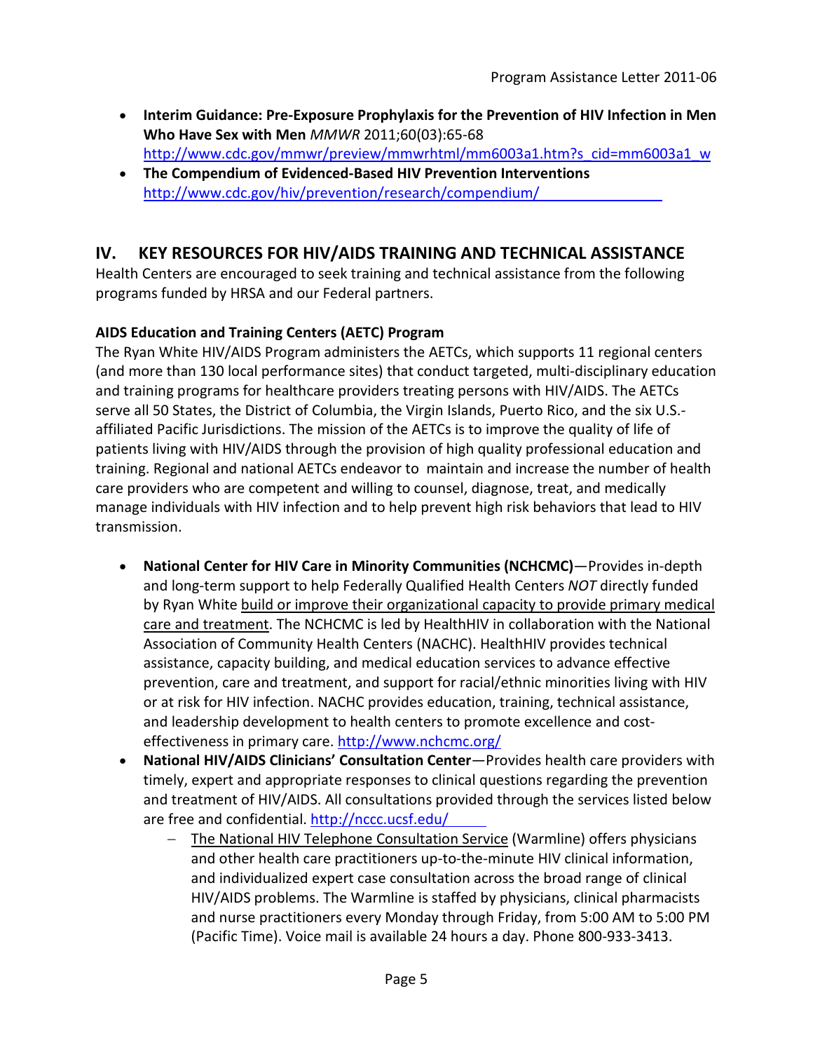- **Interim Guidance: Pre-Exposure Prophylaxis for the Prevention of HIV Infection in Men Who Have Sex with Men** *MMWR* 2011;60(03):65-68 http://www.cdc.gov/mmwr/preview/mmwrhtml/mm6003a1.htm?s_cid=mm6003a1_w
- **The Compendium of Evidenced-Based HIV Prevention Interventions** http://www.cdc.gov/hiv/prevention/research/compendium/

## IV. KEY RESOURCES FOR HIV/AIDS TRAINING AND TECHNICAL ASSISTANCE

Health Centers are encouraged to seek training and technical assistance from the following programs funded by HRSA and our Federal partners.

**AIDS Education and Training Centers (AETC) Program**

The Ryan White HIV/AIDS Program administers the AETCs, which supports 11 regional centers (and more than 130 local performance sites) that conduct targeted, multi-disciplinary education and training programs for healthcare providers treating persons with HIV/AIDS. The AETCs serve all 50 States, the District of Columbia, the Virgin Islands, Puerto Rico, and the six U.S.-affiliated Pacific Jurisdictions. The mission of the AETCs is to improve the quality of life of patients living with HIV/AIDS through the provision of high quality professional education and training. Regional and national AETCs endeavor to maintain and increase the number of health care providers who are competent and willing to counsel, diagnose, treat, and medically manage individuals with HIV infection and to help prevent high risk behaviors that lead to HIV transmission.

- **National Center for HIV Care in Minority Communities (NCHCMC)**—Provides in-depth and long-term support to help Federally Qualified Health Centers *NOT* directly funded by Ryan White build or improve their organizational capacity to provide primary medical care and treatment. The NCHCMC is led by HealthHIV in collaboration with the National Association of Community Health Centers (NACHC). HealthHIV provides technical assistance, capacity building, and medical education services to advance effective prevention, care and treatment, and support for racial/ethnic minorities living with HIV or at risk for HIV infection. NACHC provides education, training, technical assistance, and leadership development to health centers to promote excellence and cost-effectiveness in primary care. http://www.nchcmc.org/
- **National HIV/AIDS Clinicians' Consultation Center**—Provides health care providers with timely, expert and appropriate responses to clinical questions regarding the prevention and treatment of HIV/AIDS. All consultations provided through the services listed below are free and confidential. http://nccc.ucsf.edu/
  - The National HIV Telephone Consultation Service (Warmline) offers physicians and other health care practitioners up-to-the-minute HIV clinical information, and individualized expert case consultation across the broad range of clinical HIV/AIDS problems. The Warmline is staffed by physicians, clinical pharmacists and nurse practitioners every Monday through Friday, from 5:00 AM to 5:00 PM (Pacific Time). Voice mail is available 24 hours a day. Phone 800-933-3413.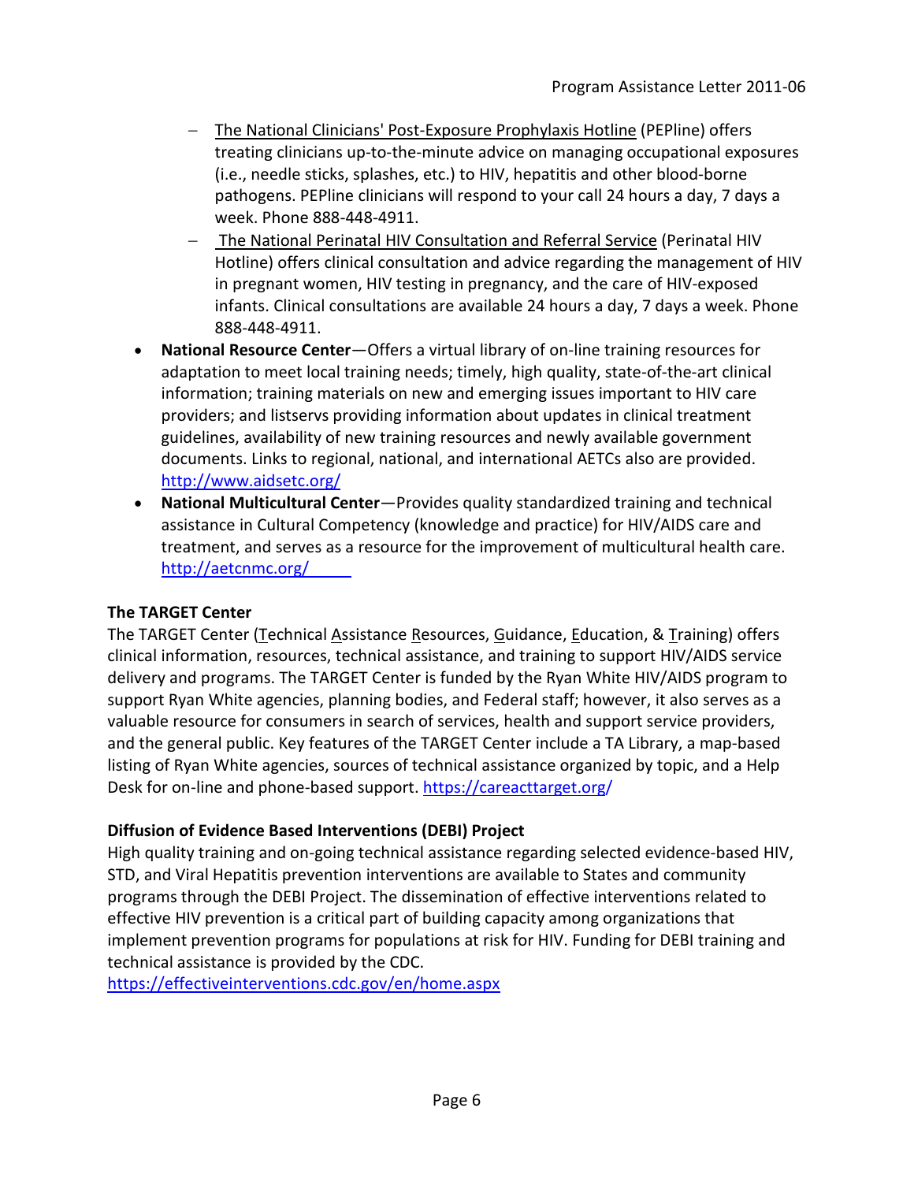- The National Clinicians' Post-Exposure Prophylaxis Hotline (PEPline) offers treating clinicians up-to-the-minute advice on managing occupational exposures (i.e., needle sticks, splashes, etc.) to HIV, hepatitis and other blood-borne pathogens. PEPline clinicians will respond to your call 24 hours a day, 7 days a week. Phone 888-448-4911.
  - The National Perinatal HIV Consultation and Referral Service (Perinatal HIV Hotline) offers clinical consultation and advice regarding the management of HIV in pregnant women, HIV testing in pregnancy, and the care of HIV-exposed infants. Clinical consultations are available 24 hours a day, 7 days a week. Phone 888-448-4911.
- **National Resource Center**—Offers a virtual library of on-line training resources for adaptation to meet local training needs; timely, high quality, state-of-the-art clinical information; training materials on new and emerging issues important to HIV care providers; and listservs providing information about updates in clinical treatment guidelines, availability of new training resources and newly available government documents. Links to regional, national, and international AETCs also are provided. http://www.aidsetc.org/
- **National Multicultural Center**—Provides quality standardized training and technical assistance in Cultural Competency (knowledge and practice) for HIV/AIDS care and treatment, and serves as a resource for the improvement of multicultural health care. http://aetcnmc.org/

**The TARGET Center**

The TARGET Center (Technical Assistance Resources, Guidance, Education, & Training) offers clinical information, resources, technical assistance, and training to support HIV/AIDS service delivery and programs. The TARGET Center is funded by the Ryan White HIV/AIDS program to support Ryan White agencies, planning bodies, and Federal staff; however, it also serves as a valuable resource for consumers in search of services, health and support service providers, and the general public. Key features of the TARGET Center include a TA Library, a map-based listing of Ryan White agencies, sources of technical assistance organized by topic, and a Help Desk for on-line and phone-based support. https://careacttarget.org/

**Diffusion of Evidence Based Interventions (DEBI) Project**

High quality training and on-going technical assistance regarding selected evidence-based HIV, STD, and Viral Hepatitis prevention interventions are available to States and community programs through the DEBI Project. The dissemination of effective interventions related to effective HIV prevention is a critical part of building capacity among organizations that implement prevention programs for populations at risk for HIV. Funding for DEBI training and technical assistance is provided by the CDC.
https://effectiveinterventions.cdc.gov/en/home.aspx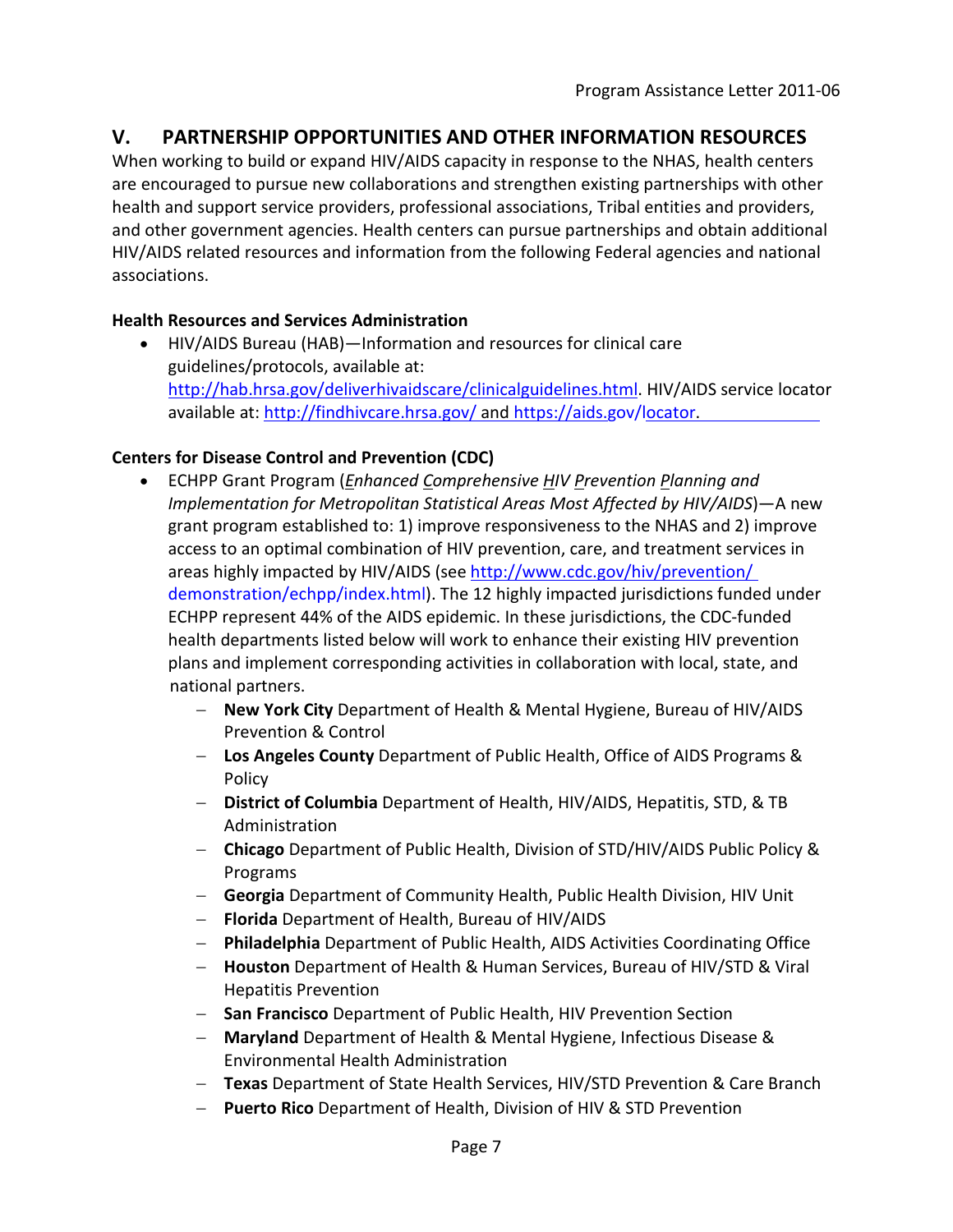## V. PARTNERSHIP OPPORTUNITIES AND OTHER INFORMATION RESOURCES

When working to build or expand HIV/AIDS capacity in response to the NHAS, health centers are encouraged to pursue new collaborations and strengthen existing partnerships with other health and support service providers, professional associations, Tribal entities and providers, and other government agencies. Health centers can pursue partnerships and obtain additional HIV/AIDS related resources and information from the following Federal agencies and national associations.

**Health Resources and Services Administration**

- HIV/AIDS Bureau (HAB)—Information and resources for clinical care guidelines/protocols, available at: http://hab.hrsa.gov/deliverhivaidscare/clinicalguidelines.html. HIV/AIDS service locator available at: http://findhivcare.hrsa.gov/ and https://aids.gov/locator.

**Centers for Disease Control and Prevention (CDC)**

- ECHPP Grant Program (*Enhanced Comprehensive HIV Prevention Planning and Implementation for Metropolitan Statistical Areas Most Affected by HIV/AIDS*)—A new grant program established to: 1) improve responsiveness to the NHAS and 2) improve access to an optimal combination of HIV prevention, care, and treatment services in areas highly impacted by HIV/AIDS (see http://www.cdc.gov/hiv/prevention/demonstration/echpp/index.html). The 12 highly impacted jurisdictions funded under ECHPP represent 44% of the AIDS epidemic. In these jurisdictions, the CDC-funded health departments listed below will work to enhance their existing HIV prevention plans and implement corresponding activities in collaboration with local, state, and national partners.
  - **New York City** Department of Health & Mental Hygiene, Bureau of HIV/AIDS Prevention & Control
  - **Los Angeles County** Department of Public Health, Office of AIDS Programs & Policy
  - **District of Columbia** Department of Health, HIV/AIDS, Hepatitis, STD, & TB Administration
  - **Chicago** Department of Public Health, Division of STD/HIV/AIDS Public Policy & Programs
  - **Georgia** Department of Community Health, Public Health Division, HIV Unit
  - **Florida** Department of Health, Bureau of HIV/AIDS
  - **Philadelphia** Department of Public Health, AIDS Activities Coordinating Office
  - **Houston** Department of Health & Human Services, Bureau of HIV/STD & Viral Hepatitis Prevention
  - **San Francisco** Department of Public Health, HIV Prevention Section
  - **Maryland** Department of Health & Mental Hygiene, Infectious Disease & Environmental Health Administration
  - **Texas** Department of State Health Services, HIV/STD Prevention & Care Branch
  - **Puerto Rico** Department of Health, Division of HIV & STD Prevention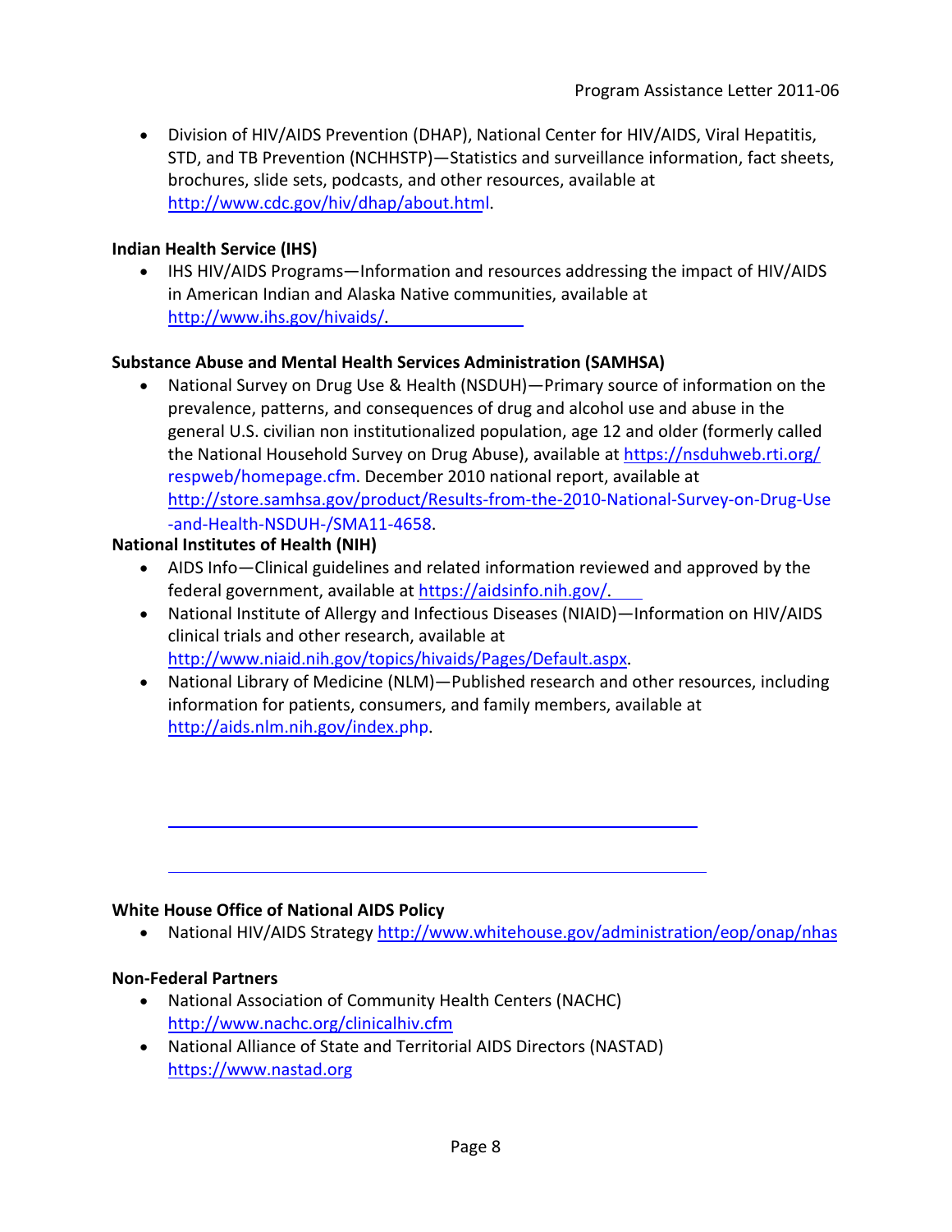- Division of HIV/AIDS Prevention (DHAP), National Center for HIV/AIDS, Viral Hepatitis, STD, and TB Prevention (NCHHSTP)—Statistics and surveillance information, fact sheets, brochures, slide sets, podcasts, and other resources, available at http://www.cdc.gov/hiv/dhap/about.html.

**Indian Health Service (IHS)**

- IHS HIV/AIDS Programs—Information and resources addressing the impact of HIV/AIDS in American Indian and Alaska Native communities, available at http://www.ihs.gov/hivaids/.

**Substance Abuse and Mental Health Services Administration (SAMHSA)**

- National Survey on Drug Use & Health (NSDUH)—Primary source of information on the prevalence, patterns, and consequences of drug and alcohol use and abuse in the general U.S. civilian non institutionalized population, age 12 and older (formerly called the National Household Survey on Drug Abuse), available at https://nsduhweb.rti.org/respweb/homepage.cfm. December 2010 national report, available at http://store.samhsa.gov/product/Results-from-the-2010-National-Survey-on-Drug-Use-and-Health-NSDUH-/SMA11-4658.

**National Institutes of Health (NIH)**

- AIDS Info—Clinical guidelines and related information reviewed and approved by the federal government, available at https://aidsinfo.nih.gov/.
- National Institute of Allergy and Infectious Diseases (NIAID)—Information on HIV/AIDS clinical trials and other research, available at http://www.niaid.nih.gov/topics/hivaids/Pages/Default.aspx.
- National Library of Medicine (NLM)—Published research and other resources, including information for patients, consumers, and family members, available at http://aids.nlm.nih.gov/index.php.

**White House Office of National AIDS Policy**

- National HIV/AIDS Strategy http://www.whitehouse.gov/administration/eop/onap/nhas

**Non-Federal Partners**

- National Association of Community Health Centers (NACHC) http://www.nachc.org/clinicalhiv.cfm
- National Alliance of State and Territorial AIDS Directors (NASTAD) https://www.nastad.org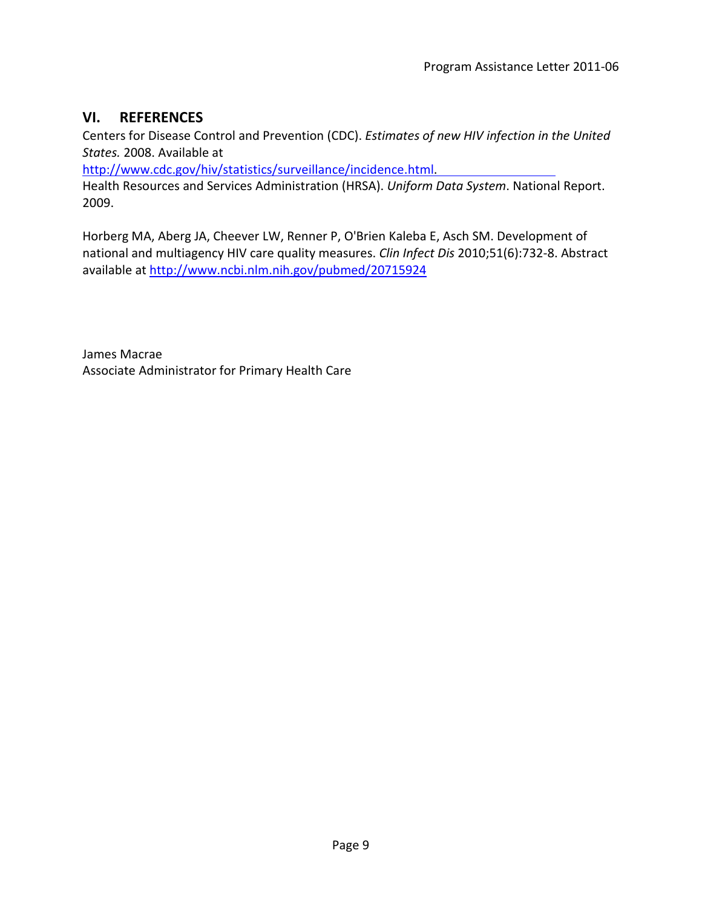## VI. REFERENCES

Centers for Disease Control and Prevention (CDC). *Estimates of new HIV infection in the United States.* 2008. Available at http://www.cdc.gov/hiv/statistics/surveillance/incidence.html.

Health Resources and Services Administration (HRSA). *Uniform Data System*. National Report. 2009.

Horberg MA, Aberg JA, Cheever LW, Renner P, O'Brien Kaleba E, Asch SM. Development of national and multiagency HIV care quality measures. *Clin Infect Dis* 2010;51(6):732-8. Abstract available at http://www.ncbi.nlm.nih.gov/pubmed/20715924

James Macrae
Associate Administrator for Primary Health Care